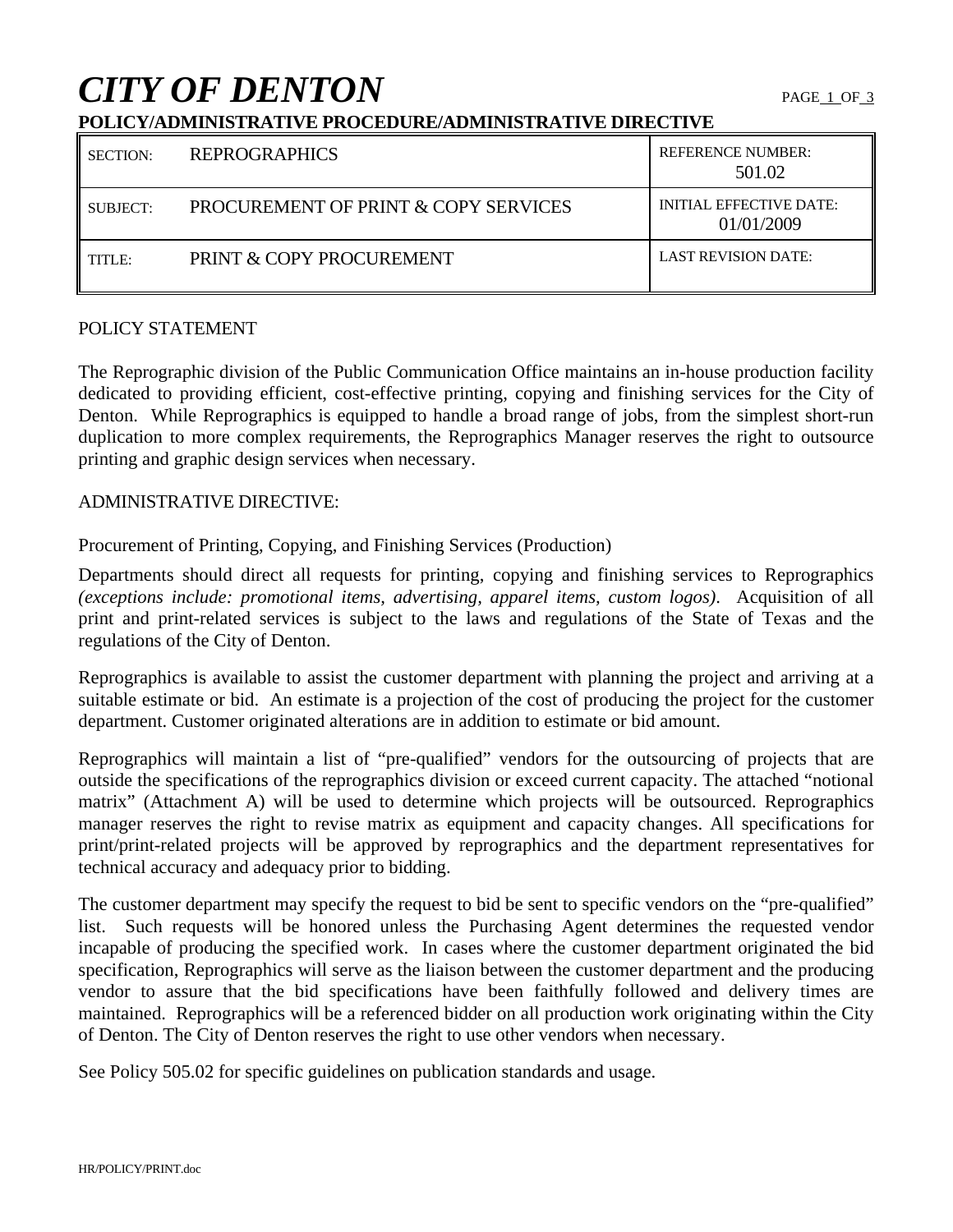# CITY OF DENTON

**POLICY/ADMINISTRATIVE PROCEDURE/ADMINISTRATIVE DIRECTIVE**

| | | |
|---|---|---|
| SECTION: | REPROGRAPHICS | REFERENCE NUMBER: 501.02 |
| SUBJECT: | PROCUREMENT OF PRINT & COPY SERVICES | INITIAL EFFECTIVE DATE: 01/01/2009 |
| TITLE: | PRINT & COPY PROCUREMENT | LAST REVISION DATE: |

POLICY STATEMENT

The Reprographic division of the Public Communication Office maintains an in-house production facility dedicated to providing efficient, cost-effective printing, copying and finishing services for the City of Denton. While Reprographics is equipped to handle a broad range of jobs, from the simplest short-run duplication to more complex requirements, the Reprographics Manager reserves the right to outsource printing and graphic design services when necessary.

ADMINISTRATIVE DIRECTIVE:

Procurement of Printing, Copying, and Finishing Services (Production)

Departments should direct all requests for printing, copying and finishing services to Reprographics *(exceptions include: promotional items, advertising, apparel items, custom logos)*. Acquisition of all print and print-related services is subject to the laws and regulations of the State of Texas and the regulations of the City of Denton.

Reprographics is available to assist the customer department with planning the project and arriving at a suitable estimate or bid. An estimate is a projection of the cost of producing the project for the customer department. Customer originated alterations are in addition to estimate or bid amount.

Reprographics will maintain a list of "pre-qualified" vendors for the outsourcing of projects that are outside the specifications of the reprographics division or exceed current capacity. The attached "notional matrix" (Attachment A) will be used to determine which projects will be outsourced. Reprographics manager reserves the right to revise matrix as equipment and capacity changes. All specifications for print/print-related projects will be approved by reprographics and the department representatives for technical accuracy and adequacy prior to bidding.

The customer department may specify the request to bid be sent to specific vendors on the "pre-qualified" list. Such requests will be honored unless the Purchasing Agent determines the requested vendor incapable of producing the specified work. In cases where the customer department originated the bid specification, Reprographics will serve as the liaison between the customer department and the producing vendor to assure that the bid specifications have been faithfully followed and delivery times are maintained. Reprographics will be a referenced bidder on all production work originating within the City of Denton. The City of Denton reserves the right to use other vendors when necessary.

See Policy 505.02 for specific guidelines on publication standards and usage.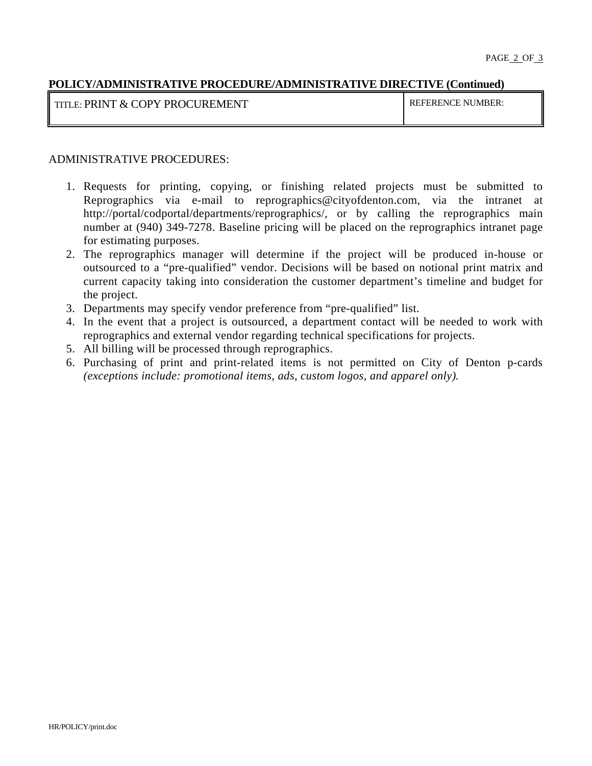**POLICY/ADMINISTRATIVE PROCEDURE/ADMINISTRATIVE DIRECTIVE (Continued)**

| TITLE: PRINT & COPY PROCUREMENT | REFERENCE NUMBER: |
|---|---|

ADMINISTRATIVE PROCEDURES:

1. Requests for printing, copying, or finishing related projects must be submitted to Reprographics via e-mail to reprographics@cityofdenton.com, via the intranet at http://portal/codportal/departments/reprographics/, or by calling the reprographics main number at (940) 349-7278. Baseline pricing will be placed on the reprographics intranet page for estimating purposes.
2. The reprographics manager will determine if the project will be produced in-house or outsourced to a "pre-qualified" vendor. Decisions will be based on notional print matrix and current capacity taking into consideration the customer department's timeline and budget for the project.
3. Departments may specify vendor preference from "pre-qualified" list.
4. In the event that a project is outsourced, a department contact will be needed to work with reprographics and external vendor regarding technical specifications for projects.
5. All billing will be processed through reprographics.
6. Purchasing of print and print-related items is not permitted on City of Denton p-cards *(exceptions include: promotional items, ads, custom logos, and apparel only).*

HR/POLICY/print.doc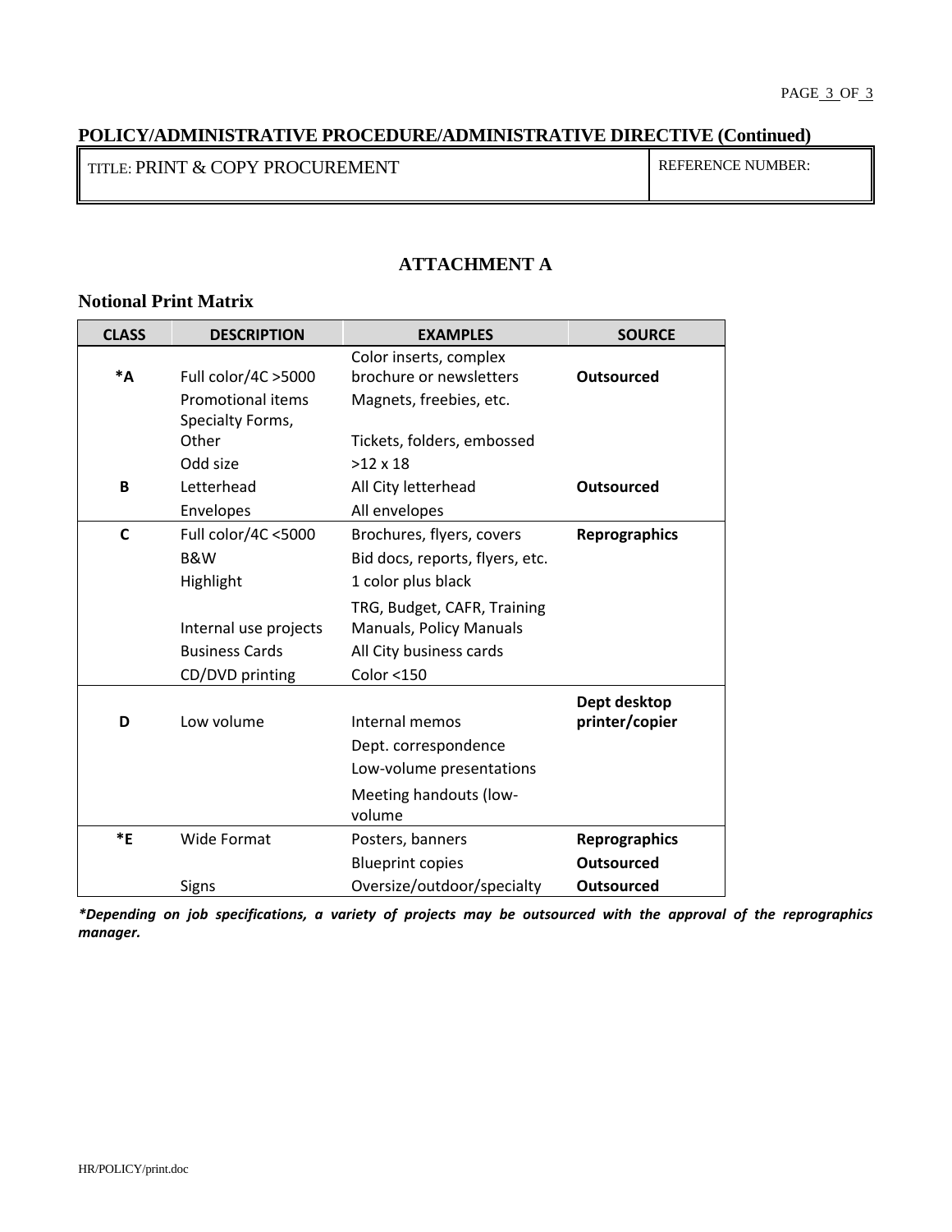## POLICY/ADMINISTRATIVE PROCEDURE/ADMINISTRATIVE DIRECTIVE (Continued)

| TITLE: PRINT & COPY PROCUREMENT | REFERENCE NUMBER: |
|---|---|

### ATTACHMENT A

**Notional Print Matrix**

| CLASS | DESCRIPTION | EXAMPLES | SOURCE |
|---|---|---|---|
| *A | Full color/4C >5000 | Color inserts, complex brochure or newsletters | **Outsourced** |
| | Promotional items | Magnets, freebies, etc. | |
| | Specialty Forms, Other | Tickets, folders, embossed | |
| | Odd size | >12 x 18 | |
| B | Letterhead | All City letterhead | **Outsourced** |
| | Envelopes | All envelopes | |
| C | Full color/4C <5000 | Brochures, flyers, covers | **Reprographics** |
| | B&W | Bid docs, reports, flyers, etc. | |
| | Highlight | 1 color plus black | |
| | Internal use projects | TRG, Budget, CAFR, Training Manuals, Policy Manuals | |
| | Business Cards | All City business cards | |
| | CD/DVD printing | Color <150 | |
| D | Low volume | Internal memos | **Dept desktop printer/copier** |
| | | Dept. correspondence | |
| | | Low-volume presentations | |
| | | Meeting handouts (low-volume | |
| *E | Wide Format | Posters, banners | **Reprographics** |
| | | Blueprint copies | **Outsourced** |
| | Signs | Oversize/outdoor/specialty | **Outsourced** |

***Depending on job specifications, a variety of projects may be outsourced with the approval of the reprographics manager.***

HR/POLICY/print.doc